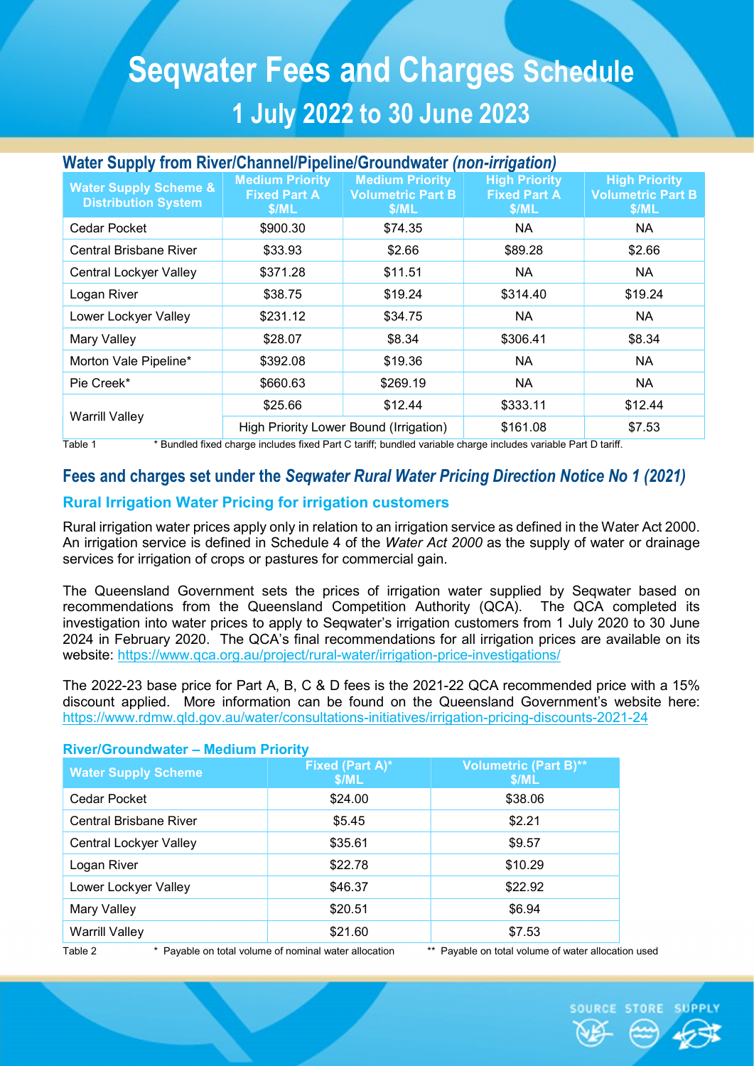# Seqwater Fees and Charges Schedule

## 1 July 2022 to 30 June 2023

### Water Supply from River/Channel/Pipeline/Groundwater *(non-irrigation)*

| Water Supply Scheme & Distribution System | Medium Priority Fixed Part A $/ML | Medium Priority Volumetric Part B $/ML | High Priority Fixed Part A $/ML | High Priority Volumetric Part B $/ML |
|---|---|---|---|---|
| Cedar Pocket | $900.30 | $74.35 | NA | NA |
| Central Brisbane River | $33.93 | $2.66 | $89.28 | $2.66 |
| Central Lockyer Valley | $371.28 | $11.51 | NA | NA |
| Logan River | $38.75 | $19.24 | $314.40 | $19.24 |
| Lower Lockyer Valley | $231.12 | $34.75 | NA | NA |
| Mary Valley | $28.07 | $8.34 | $306.41 | $8.34 |
| Morton Vale Pipeline* | $392.08 | $19.36 | NA | NA |
| Pie Creek* | $660.63 | $269.19 | NA | NA |
| Warrill Valley | $25.66 | $12.44 | $333.11 | $12.44 |
| | High Priority Lower Bound (Irrigation) | | $161.08 | $7.53 |

Table 1 * Bundled fixed charge includes fixed Part C tariff; bundled variable charge includes variable Part D tariff.

## Fees and charges set under the *Seqwater Rural Water Pricing Direction Notice No 1 (2021)*

### Rural Irrigation Water Pricing for irrigation customers

Rural irrigation water prices apply only in relation to an irrigation service as defined in the Water Act 2000. An irrigation service is defined in Schedule 4 of the *Water Act 2000* as the supply of water or drainage services for irrigation of crops or pastures for commercial gain.

The Queensland Government sets the prices of irrigation water supplied by Seqwater based on recommendations from the Queensland Competition Authority (QCA). The QCA completed its investigation into water prices to apply to Seqwater's irrigation customers from 1 July 2020 to 30 June 2024 in February 2020. The QCA's final recommendations for all irrigation prices are available on its website: https://www.qca.org.au/project/rural-water/irrigation-price-investigations/

The 2022-23 base price for Part A, B, C & D fees is the 2021-22 QCA recommended price with a 15% discount applied. More information can be found on the Queensland Government's website here: https://www.rdmw.qld.gov.au/water/consultations-initiatives/irrigation-pricing-discounts-2021-24

#### River/Groundwater – Medium Priority

| Water Supply Scheme | Fixed (Part A)* $/ML | Volumetric (Part B)** $/ML |
|---|---|---|
| Cedar Pocket | $24.00 | $38.06 |
| Central Brisbane River | $5.45 | $2.21 |
| Central Lockyer Valley | $35.61 | $9.57 |
| Logan River | $22.78 | $10.29 |
| Lower Lockyer Valley | $46.37 | $22.92 |
| Mary Valley | $20.51 | $6.94 |
| Warrill Valley | $21.60 | $7.53 |

Table 2 * Payable on total volume of nominal water allocation ** Payable on total volume of water allocation used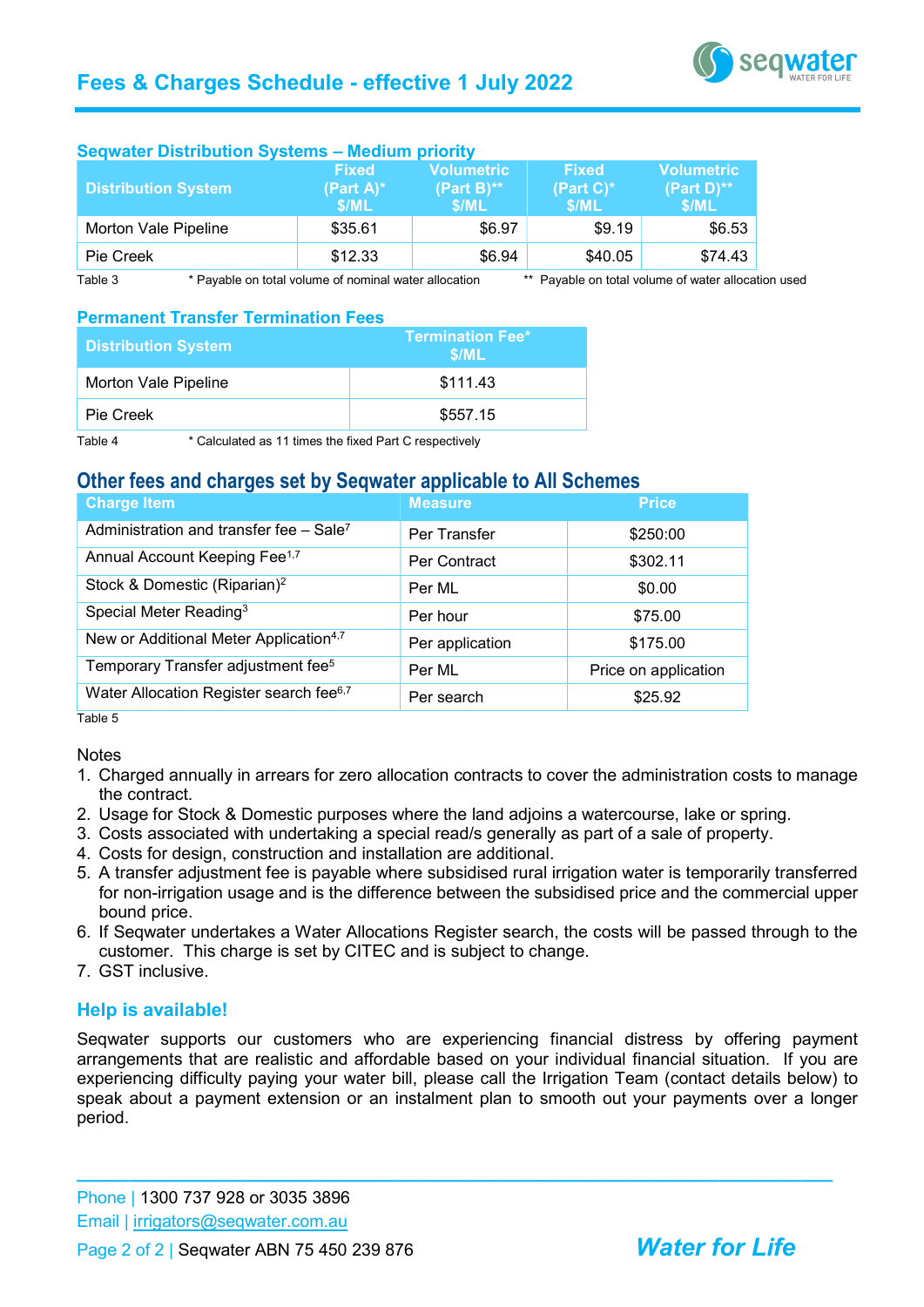# Fees & Charges Schedule - effective 1 July 2022

## Seqwater Distribution Systems – Medium priority

| Distribution System | Fixed (Part A)* $/ML | Volumetric (Part B)** $/ML | Fixed (Part C)* $/ML | Volumetric (Part D)** $/ML |
|---|---|---|---|---|
| Morton Vale Pipeline | $35.61 | $6.97 | $9.19 | $6.53 |
| Pie Creek | $12.33 | $6.94 | $40.05 | $74.43 |

Table 3 &nbsp;&nbsp; * Payable on total volume of nominal water allocation &nbsp;&nbsp; ** Payable on total volume of water allocation used

## Permanent Transfer Termination Fees

| Distribution System | Termination Fee* $/ML |
|---|---|
| Morton Vale Pipeline | $111.43 |
| Pie Creek | $557.15 |

Table 4 &nbsp;&nbsp; * Calculated as 11 times the fixed Part C respectively

## Other fees and charges set by Seqwater applicable to All Schemes

| Charge Item | Measure | Price |
|---|---|---|
| Administration and transfer fee – Sale[7] | Per Transfer | $250:00 |
| Annual Account Keeping Fee[1,7] | Per Contract | $302.11 |
| Stock & Domestic (Riparian)[2] | Per ML | $0.00 |
| Special Meter Reading[3] | Per hour | $75.00 |
| New or Additional Meter Application[4,7] | Per application | $175.00 |
| Temporary Transfer adjustment fee[5] | Per ML | Price on application |
| Water Allocation Register search fee[6,7] | Per search | $25.92 |

Table 5

Notes

1. Charged annually in arrears for zero allocation contracts to cover the administration costs to manage the contract.
2. Usage for Stock & Domestic purposes where the land adjoins a watercourse, lake or spring.
3. Costs associated with undertaking a special read/s generally as part of a sale of property.
4. Costs for design, construction and installation are additional.
5. A transfer adjustment fee is payable where subsidised rural irrigation water is temporarily transferred for non-irrigation usage and is the difference between the subsidised price and the commercial upper bound price.
6. If Seqwater undertakes a Water Allocations Register search, the costs will be passed through to the customer. This charge is set by CITEC and is subject to change.
7. GST inclusive.

## Help is available!

Seqwater supports our customers who are experiencing financial distress by offering payment arrangements that are realistic and affordable based on your individual financial situation. If you are experiencing difficulty paying your water bill, please call the Irrigation Team (contact details below) to speak about a payment extension or an instalment plan to smooth out your payments over a longer period.

Phone | 1300 737 928 or 3035 3896
Email | irrigators@seqwater.com.au
Seqwater ABN 75 450 239 876

*Water for Life*